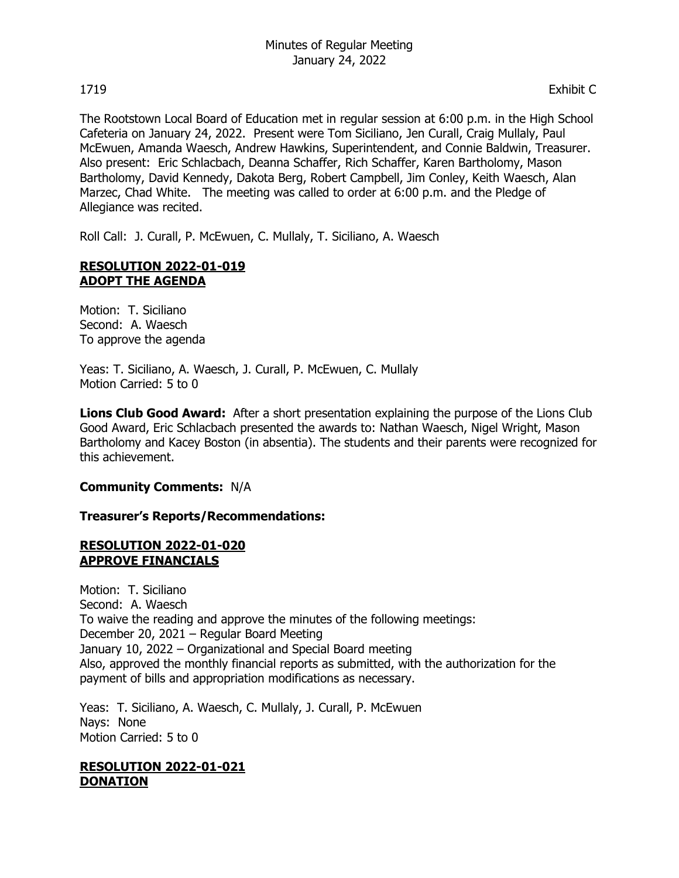# Minutes of Regular Meeting
## January 24, 2022

1719 Exhibit C

The Rootstown Local Board of Education met in regular session at 6:00 p.m. in the High School Cafeteria on January 24, 2022. Present were Tom Siciliano, Jen Curall, Craig Mullaly, Paul McEwuen, Amanda Waesch, Andrew Hawkins, Superintendent, and Connie Baldwin, Treasurer. Also present: Eric Schlacbach, Deanna Schaffer, Rich Schaffer, Karen Bartholomy, Mason Bartholomy, David Kennedy, Dakota Berg, Robert Campbell, Jim Conley, Keith Waesch, Alan Marzec, Chad White. The meeting was called to order at 6:00 p.m. and the Pledge of Allegiance was recited.

Roll Call: J. Curall, P. McEwuen, C. Mullaly, T. Siciliano, A. Waesch

**RESOLUTION 2022-01-019**
**ADOPT THE AGENDA**

Motion: T. Siciliano
Second: A. Waesch
To approve the agenda

Yeas: T. Siciliano, A. Waesch, J. Curall, P. McEwuen, C. Mullaly
Motion Carried: 5 to 0

**Lions Club Good Award:** After a short presentation explaining the purpose of the Lions Club Good Award, Eric Schlacbach presented the awards to: Nathan Waesch, Nigel Wright, Mason Bartholomy and Kacey Boston (in absentia). The students and their parents were recognized for this achievement.

**Community Comments:** N/A

**Treasurer's Reports/Recommendations:**

**RESOLUTION 2022-01-020**
**APPROVE FINANCIALS**

Motion: T. Siciliano
Second: A. Waesch
To waive the reading and approve the minutes of the following meetings:
December 20, 2021 – Regular Board Meeting
January 10, 2022 – Organizational and Special Board meeting
Also, approved the monthly financial reports as submitted, with the authorization for the payment of bills and appropriation modifications as necessary.

Yeas: T. Siciliano, A. Waesch, C. Mullaly, J. Curall, P. McEwuen
Nays: None
Motion Carried: 5 to 0

**RESOLUTION 2022-01-021**
**DONATION**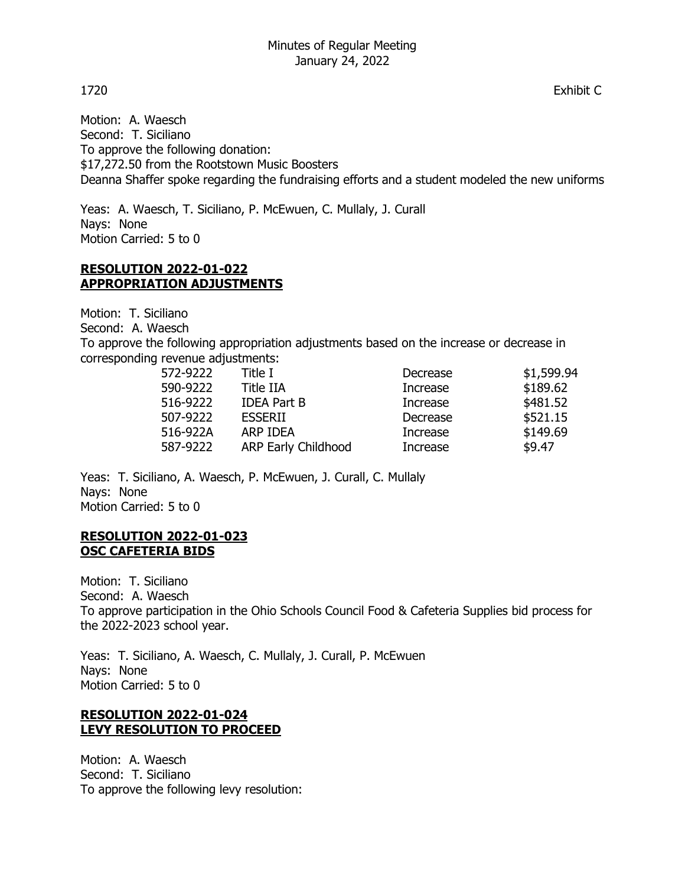1720 Exhibit C

Motion: A. Waesch
Second: T. Siciliano
To approve the following donation:
$17,272.50 from the Rootstown Music Boosters
Deanna Shaffer spoke regarding the fundraising efforts and a student modeled the new uniforms

Yeas: A. Waesch, T. Siciliano, P. McEwuen, C. Mullaly, J. Curall
Nays: None
Motion Carried: 5 to 0

**RESOLUTION 2022-01-022**
**APPROPRIATION ADJUSTMENTS**

Motion: T. Siciliano
Second: A. Waesch
To approve the following appropriation adjustments based on the increase or decrease in corresponding revenue adjustments:

| | | | |
|---|---|---|---|
| 572-9222 | Title I | Decrease | $1,599.94 |
| 590-9222 | Title IIA | Increase | $189.62 |
| 516-9222 | IDEA Part B | Increase | $481.52 |
| 507-9222 | ESSERII | Decrease | $521.15 |
| 516-922A | ARP IDEA | Increase | $149.69 |
| 587-9222 | ARP Early Childhood | Increase | $9.47 |

Yeas: T. Siciliano, A. Waesch, P. McEwuen, J. Curall, C. Mullaly
Nays: None
Motion Carried: 5 to 0

**RESOLUTION 2022-01-023**
**OSC CAFETERIA BIDS**

Motion: T. Siciliano
Second: A. Waesch
To approve participation in the Ohio Schools Council Food & Cafeteria Supplies bid process for the 2022-2023 school year.

Yeas: T. Siciliano, A. Waesch, C. Mullaly, J. Curall, P. McEwuen
Nays: None
Motion Carried: 5 to 0

**RESOLUTION 2022-01-024**
**LEVY RESOLUTION TO PROCEED**

Motion: A. Waesch
Second: T. Siciliano
To approve the following levy resolution: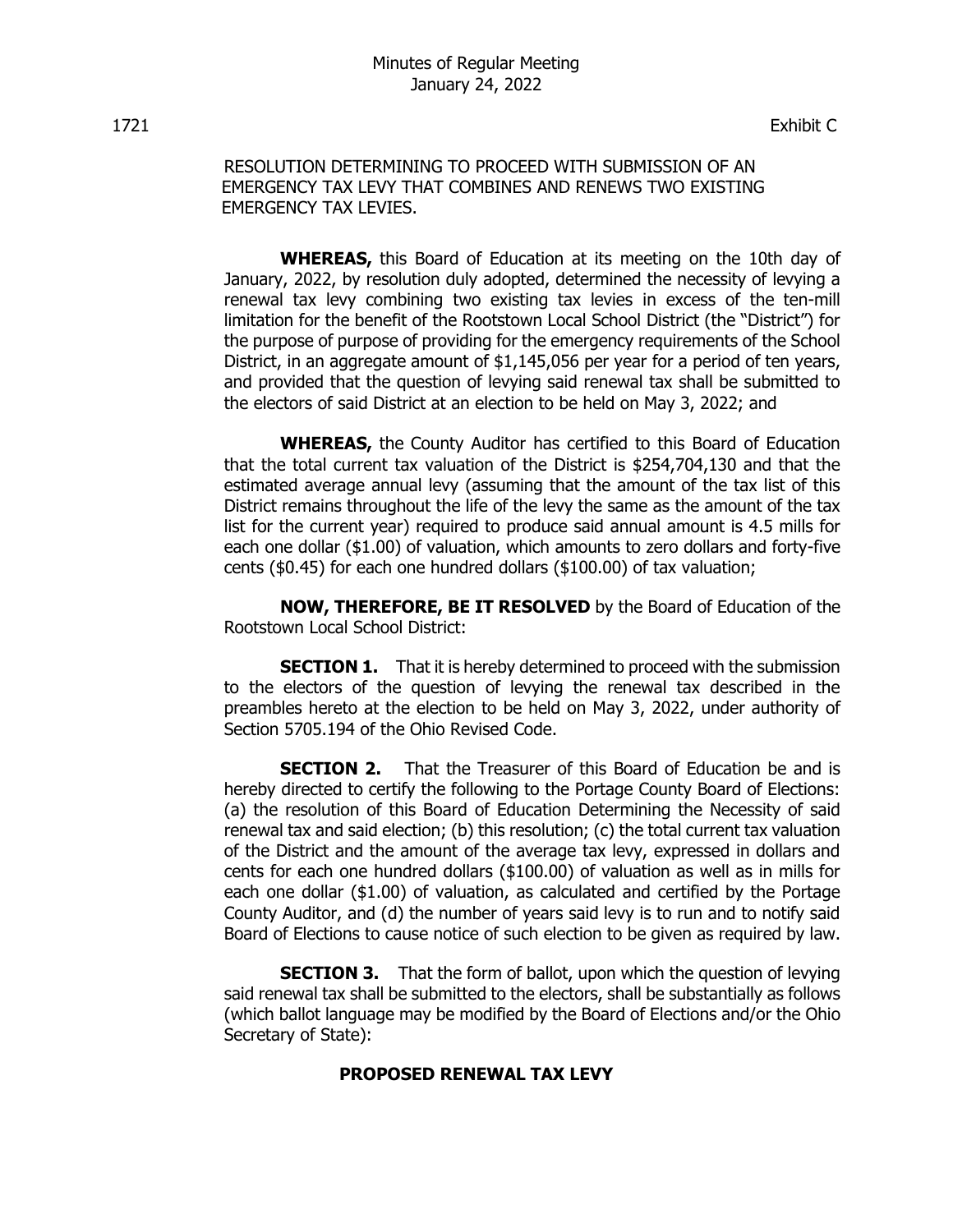1721 Exhibit C

RESOLUTION DETERMINING TO PROCEED WITH SUBMISSION OF AN EMERGENCY TAX LEVY THAT COMBINES AND RENEWS TWO EXISTING EMERGENCY TAX LEVIES.

**WHEREAS,** this Board of Education at its meeting on the 10th day of January, 2022, by resolution duly adopted, determined the necessity of levying a renewal tax levy combining two existing tax levies in excess of the ten-mill limitation for the benefit of the Rootstown Local School District (the "District") for the purpose of purpose of providing for the emergency requirements of the School District, in an aggregate amount of $1,145,056 per year for a period of ten years, and provided that the question of levying said renewal tax shall be submitted to the electors of said District at an election to be held on May 3, 2022; and

**WHEREAS,** the County Auditor has certified to this Board of Education that the total current tax valuation of the District is $254,704,130 and that the estimated average annual levy (assuming that the amount of the tax list of this District remains throughout the life of the levy the same as the amount of the tax list for the current year) required to produce said annual amount is 4.5 mills for each one dollar ($1.00) of valuation, which amounts to zero dollars and forty-five cents ($0.45) for each one hundred dollars ($100.00) of tax valuation;

**NOW, THEREFORE, BE IT RESOLVED** by the Board of Education of the Rootstown Local School District:

**SECTION 1.** That it is hereby determined to proceed with the submission to the electors of the question of levying the renewal tax described in the preambles hereto at the election to be held on May 3, 2022, under authority of Section 5705.194 of the Ohio Revised Code.

**SECTION 2.** That the Treasurer of this Board of Education be and is hereby directed to certify the following to the Portage County Board of Elections: (a) the resolution of this Board of Education Determining the Necessity of said renewal tax and said election; (b) this resolution; (c) the total current tax valuation of the District and the amount of the average tax levy, expressed in dollars and cents for each one hundred dollars ($100.00) of valuation as well as in mills for each one dollar ($1.00) of valuation, as calculated and certified by the Portage County Auditor, and (d) the number of years said levy is to run and to notify said Board of Elections to cause notice of such election to be given as required by law.

**SECTION 3.** That the form of ballot, upon which the question of levying said renewal tax shall be submitted to the electors, shall be substantially as follows (which ballot language may be modified by the Board of Elections and/or the Ohio Secretary of State):

**PROPOSED RENEWAL TAX LEVY**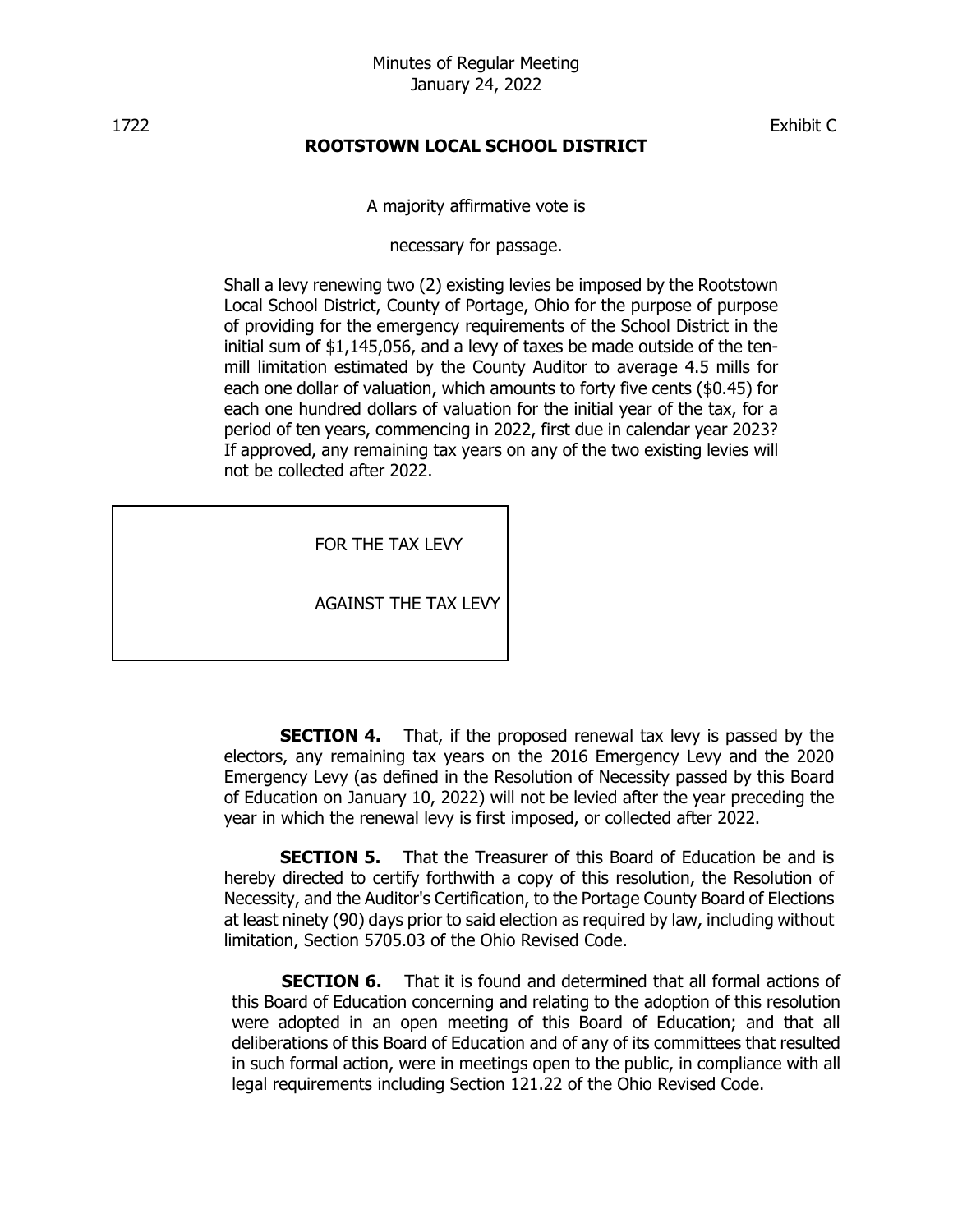Exhibit C

**ROOTSTOWN LOCAL SCHOOL DISTRICT**

A majority affirmative vote is

necessary for passage.

Shall a levy renewing two (2) existing levies be imposed by the Rootstown Local School District, County of Portage, Ohio for the purpose of purpose of providing for the emergency requirements of the School District in the initial sum of $1,145,056, and a levy of taxes be made outside of the ten-mill limitation estimated by the County Auditor to average 4.5 mills for each one dollar of valuation, which amounts to forty five cents ($0.45) for each one hundred dollars of valuation for the initial year of the tax, for a period of ten years, commencing in 2022, first due in calendar year 2023? If approved, any remaining tax years on any of the two existing levies will not be collected after 2022.

| |
|---|
| FOR THE TAX LEVY |
| AGAINST THE TAX LEVY |

**SECTION 4.** That, if the proposed renewal tax levy is passed by the electors, any remaining tax years on the 2016 Emergency Levy and the 2020 Emergency Levy (as defined in the Resolution of Necessity passed by this Board of Education on January 10, 2022) will not be levied after the year preceding the year in which the renewal levy is first imposed, or collected after 2022.

**SECTION 5.** That the Treasurer of this Board of Education be and is hereby directed to certify forthwith a copy of this resolution, the Resolution of Necessity, and the Auditor's Certification, to the Portage County Board of Elections at least ninety (90) days prior to said election as required by law, including without limitation, Section 5705.03 of the Ohio Revised Code.

**SECTION 6.** That it is found and determined that all formal actions of this Board of Education concerning and relating to the adoption of this resolution were adopted in an open meeting of this Board of Education; and that all deliberations of this Board of Education and of any of its committees that resulted in such formal action, were in meetings open to the public, in compliance with all legal requirements including Section 121.22 of the Ohio Revised Code.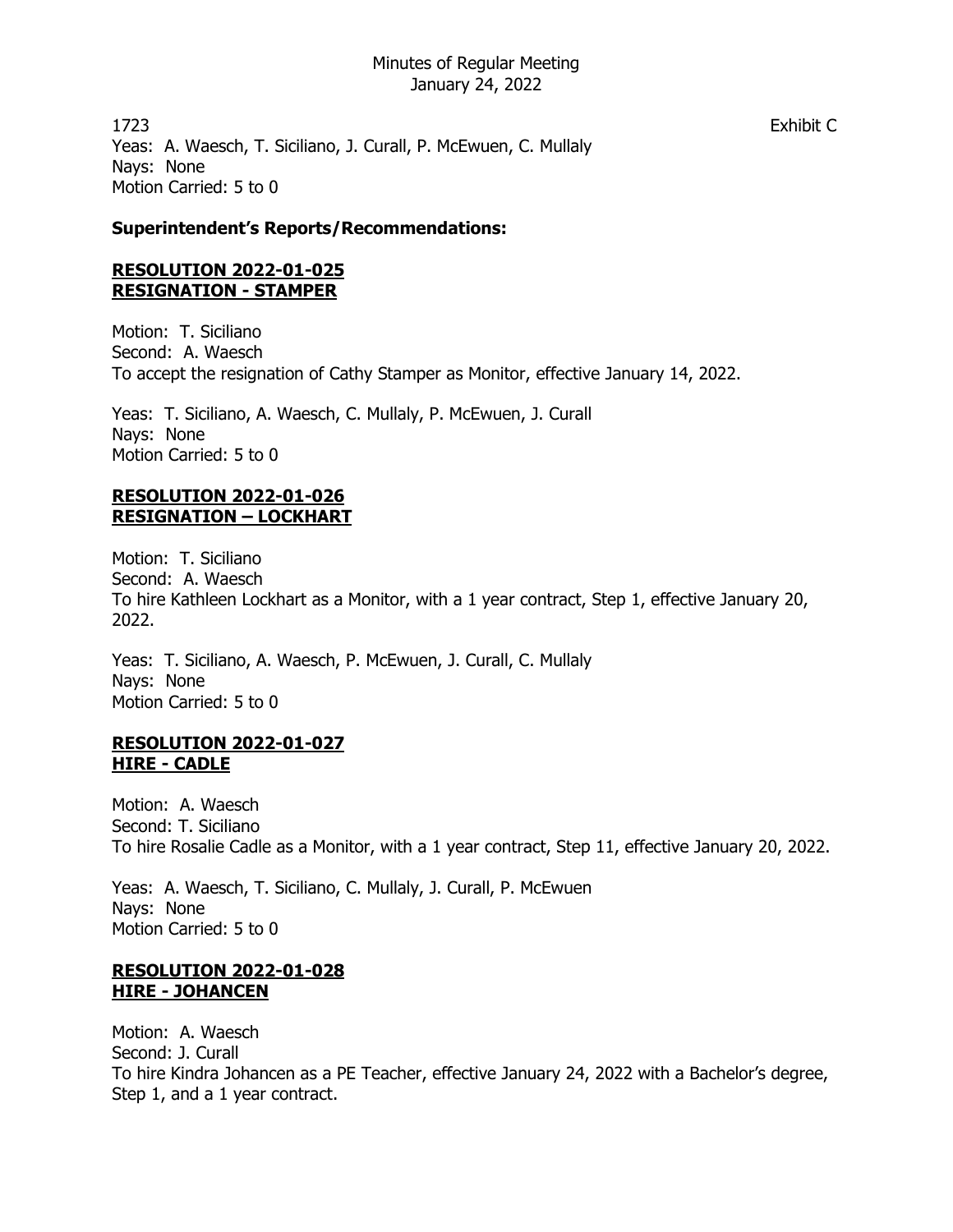1723 Exhibit C

Yeas: A. Waesch, T. Siciliano, J. Curall, P. McEwuen, C. Mullaly
Nays: None
Motion Carried: 5 to 0

**Superintendent's Reports/Recommendations:**

**RESOLUTION 2022-01-025**
**RESIGNATION - STAMPER**

Motion: T. Siciliano
Second: A. Waesch
To accept the resignation of Cathy Stamper as Monitor, effective January 14, 2022.

Yeas: T. Siciliano, A. Waesch, C. Mullaly, P. McEwuen, J. Curall
Nays: None
Motion Carried: 5 to 0

**RESOLUTION 2022-01-026**
**RESIGNATION – LOCKHART**

Motion: T. Siciliano
Second: A. Waesch
To hire Kathleen Lockhart as a Monitor, with a 1 year contract, Step 1, effective January 20, 2022.

Yeas: T. Siciliano, A. Waesch, P. McEwuen, J. Curall, C. Mullaly
Nays: None
Motion Carried: 5 to 0

**RESOLUTION 2022-01-027**
**HIRE - CADLE**

Motion: A. Waesch
Second: T. Siciliano
To hire Rosalie Cadle as a Monitor, with a 1 year contract, Step 11, effective January 20, 2022.

Yeas: A. Waesch, T. Siciliano, C. Mullaly, J. Curall, P. McEwuen
Nays: None
Motion Carried: 5 to 0

**RESOLUTION 2022-01-028**
**HIRE - JOHANCEN**

Motion: A. Waesch
Second: J. Curall
To hire Kindra Johancen as a PE Teacher, effective January 24, 2022 with a Bachelor's degree, Step 1, and a 1 year contract.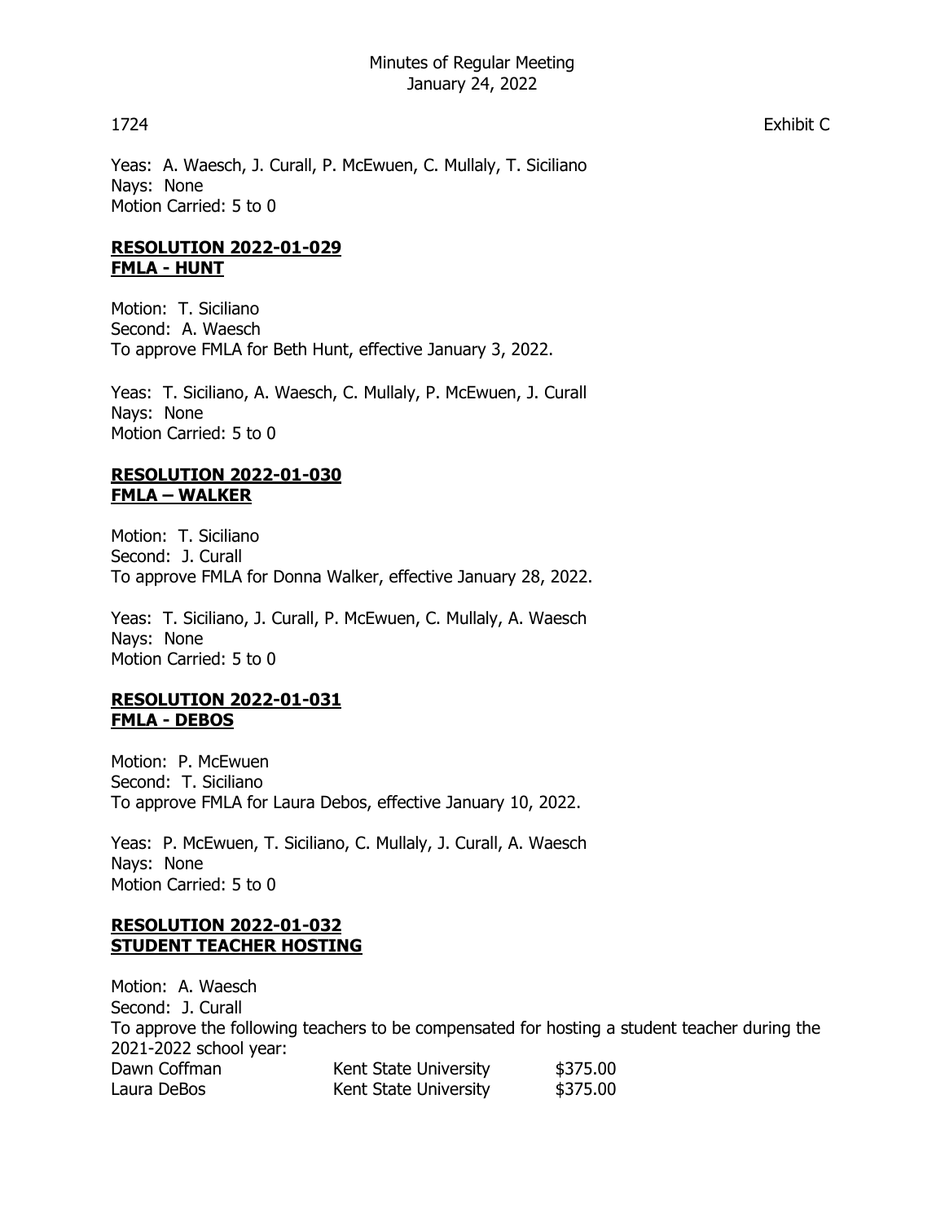1724 Exhibit C

Yeas: A. Waesch, J. Curall, P. McEwuen, C. Mullaly, T. Siciliano
Nays: None
Motion Carried: 5 to 0

**RESOLUTION 2022-01-029**
**FMLA - HUNT**

Motion: T. Siciliano
Second: A. Waesch
To approve FMLA for Beth Hunt, effective January 3, 2022.

Yeas: T. Siciliano, A. Waesch, C. Mullaly, P. McEwuen, J. Curall
Nays: None
Motion Carried: 5 to 0

**RESOLUTION 2022-01-030**
**FMLA – WALKER**

Motion: T. Siciliano
Second: J. Curall
To approve FMLA for Donna Walker, effective January 28, 2022.

Yeas: T. Siciliano, J. Curall, P. McEwuen, C. Mullaly, A. Waesch
Nays: None
Motion Carried: 5 to 0

**RESOLUTION 2022-01-031**
**FMLA - DEBOS**

Motion: P. McEwuen
Second: T. Siciliano
To approve FMLA for Laura Debos, effective January 10, 2022.

Yeas: P. McEwuen, T. Siciliano, C. Mullaly, J. Curall, A. Waesch
Nays: None
Motion Carried: 5 to 0

**RESOLUTION 2022-01-032**
**STUDENT TEACHER HOSTING**

Motion: A. Waesch
Second: J. Curall
To approve the following teachers to be compensated for hosting a student teacher during the 2021-2022 school year:

| | | |
|---|---|---|
| Dawn Coffman | Kent State University | $375.00 |
| Laura DeBos | Kent State University | $375.00 |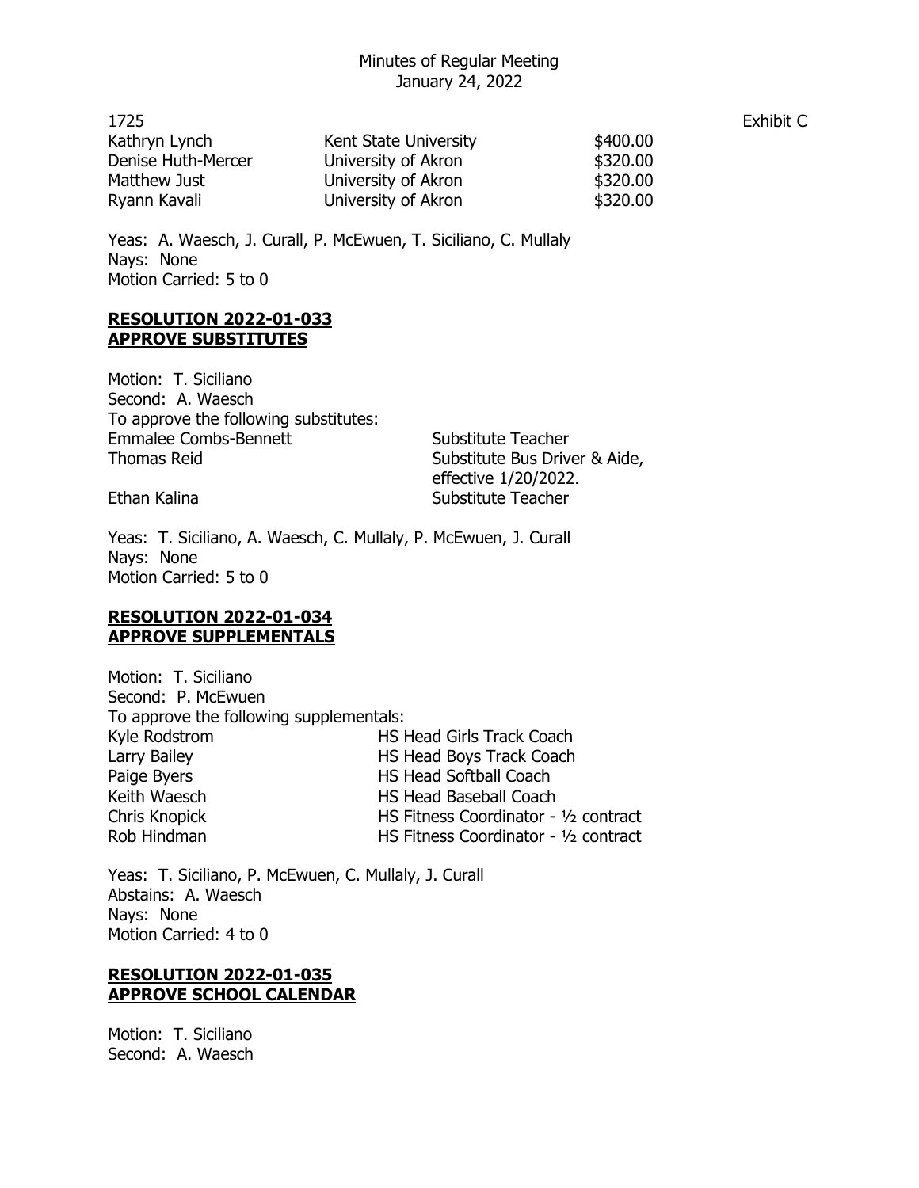1725 Exhibit C

| | | |
|---|---|---|
| Kathryn Lynch | Kent State University | \$400.00 |
| Denise Huth-Mercer | University of Akron | \$320.00 |
| Matthew Just | University of Akron | \$320.00 |
| Ryann Kavali | University of Akron | \$320.00 |

Yeas: A. Waesch, J. Curall, P. McEwuen, T. Siciliano, C. Mullaly
Nays: None
Motion Carried: 5 to 0

**RESOLUTION 2022-01-033**
**APPROVE SUBSTITUTES**

Motion: T. Siciliano
Second: A. Waesch
To approve the following substitutes:

| | |
|---|---|
| Emmalee Combs-Bennett | Substitute Teacher |
| Thomas Reid | Substitute Bus Driver & Aide, effective 1/20/2022. |
| Ethan Kalina | Substitute Teacher |

Yeas: T. Siciliano, A. Waesch, C. Mullaly, P. McEwuen, J. Curall
Nays: None
Motion Carried: 5 to 0

**RESOLUTION 2022-01-034**
**APPROVE SUPPLEMENTALS**

Motion: T. Siciliano
Second: P. McEwuen
To approve the following supplementals:

| | |
|---|---|
| Kyle Rodstrom | HS Head Girls Track Coach |
| Larry Bailey | HS Head Boys Track Coach |
| Paige Byers | HS Head Softball Coach |
| Keith Waesch | HS Head Baseball Coach |
| Chris Knopick | HS Fitness Coordinator - ½ contract |
| Rob Hindman | HS Fitness Coordinator - ½ contract |

Yeas: T. Siciliano, P. McEwuen, C. Mullaly, J. Curall
Abstains: A. Waesch
Nays: None
Motion Carried: 4 to 0

**RESOLUTION 2022-01-035**
**APPROVE SCHOOL CALENDAR**

Motion: T. Siciliano
Second: A. Waesch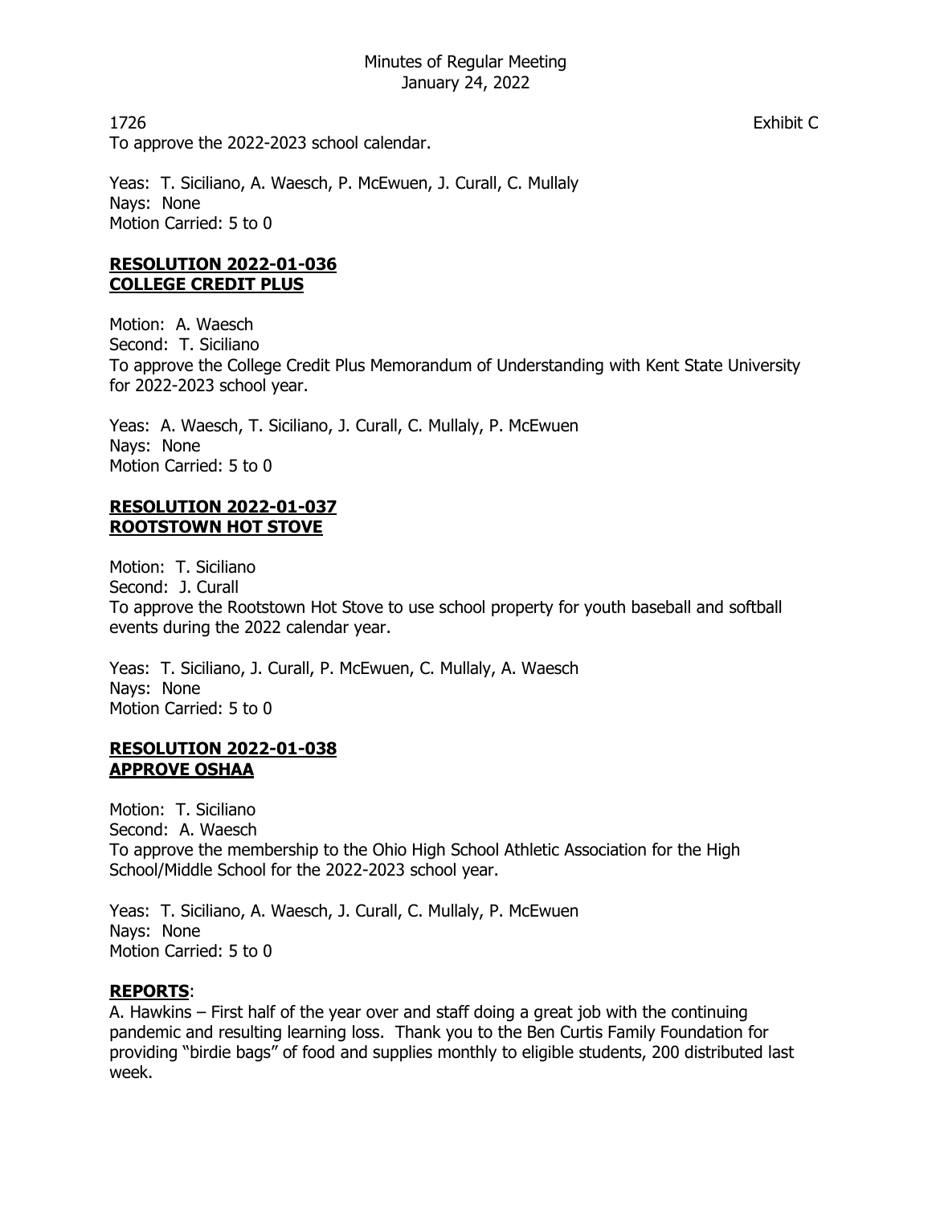1726 Exhibit C

To approve the 2022-2023 school calendar.

Yeas: T. Siciliano, A. Waesch, P. McEwuen, J. Curall, C. Mullaly
Nays: None
Motion Carried: 5 to 0

**RESOLUTION 2022-01-036**
**COLLEGE CREDIT PLUS**

Motion: A. Waesch
Second: T. Siciliano
To approve the College Credit Plus Memorandum of Understanding with Kent State University for 2022-2023 school year.

Yeas: A. Waesch, T. Siciliano, J. Curall, C. Mullaly, P. McEwuen
Nays: None
Motion Carried: 5 to 0

**RESOLUTION 2022-01-037**
**ROOTSTOWN HOT STOVE**

Motion: T. Siciliano
Second: J. Curall
To approve the Rootstown Hot Stove to use school property for youth baseball and softball events during the 2022 calendar year.

Yeas: T. Siciliano, J. Curall, P. McEwuen, C. Mullaly, A. Waesch
Nays: None
Motion Carried: 5 to 0

**RESOLUTION 2022-01-038**
**APPROVE OSHAA**

Motion: T. Siciliano
Second: A. Waesch
To approve the membership to the Ohio High School Athletic Association for the High School/Middle School for the 2022-2023 school year.

Yeas: T. Siciliano, A. Waesch, J. Curall, C. Mullaly, P. McEwuen
Nays: None
Motion Carried: 5 to 0

**REPORTS**:

A. Hawkins – First half of the year over and staff doing a great job with the continuing pandemic and resulting learning loss. Thank you to the Ben Curtis Family Foundation for providing "birdie bags" of food and supplies monthly to eligible students, 200 distributed last week.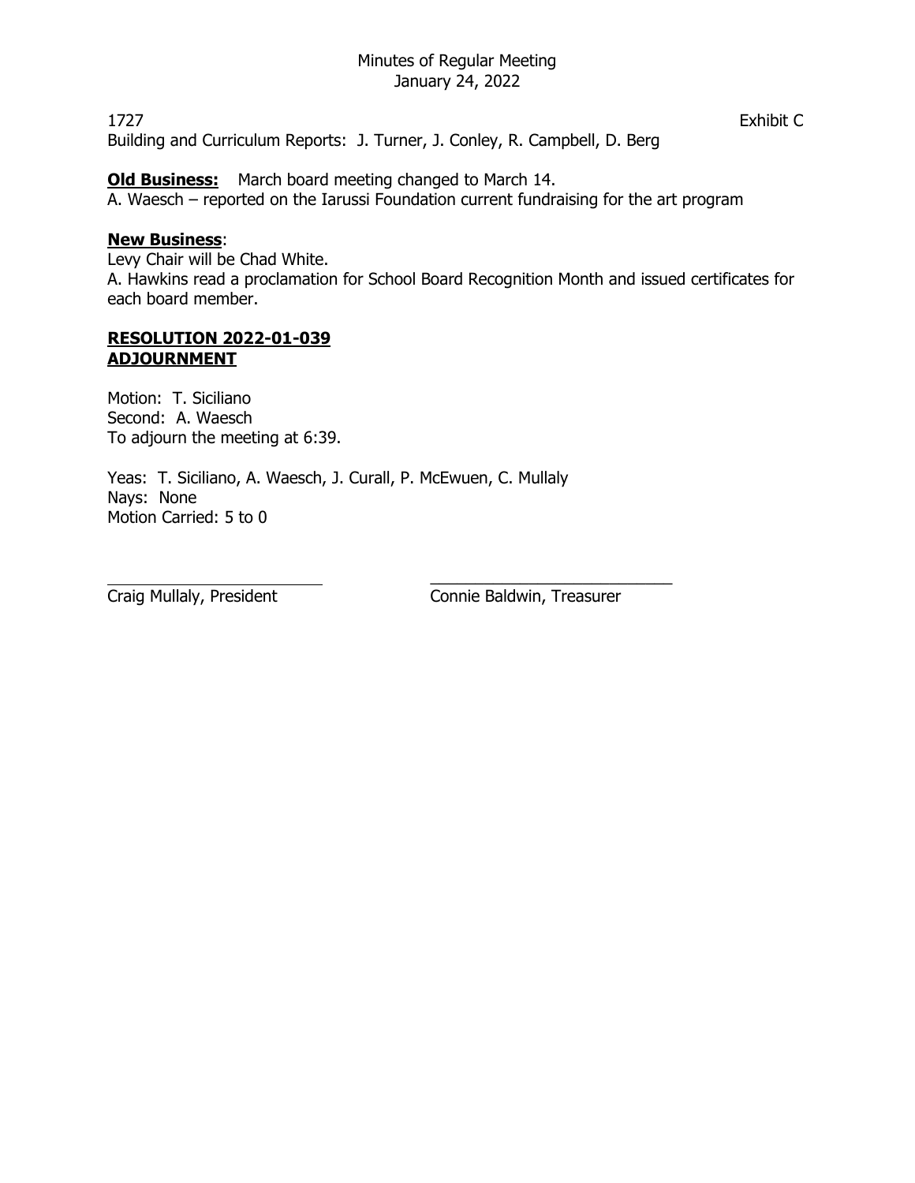Minutes of Regular Meeting
January 24, 2022

1727 Exhibit C

Building and Curriculum Reports: J. Turner, J. Conley, R. Campbell, D. Berg

**Old Business:** March board meeting changed to March 14.
A. Waesch – reported on the Iarussi Foundation current fundraising for the art program

**New Business**:
Levy Chair will be Chad White.
A. Hawkins read a proclamation for School Board Recognition Month and issued certificates for each board member.

**RESOLUTION 2022-01-039**
**ADJOURNMENT**

Motion: T. Siciliano
Second: A. Waesch
To adjourn the meeting at 6:39.

Yeas: T. Siciliano, A. Waesch, J. Curall, P. McEwuen, C. Mullaly
Nays: None
Motion Carried: 5 to 0

Craig Mullaly, President

Connie Baldwin, Treasurer